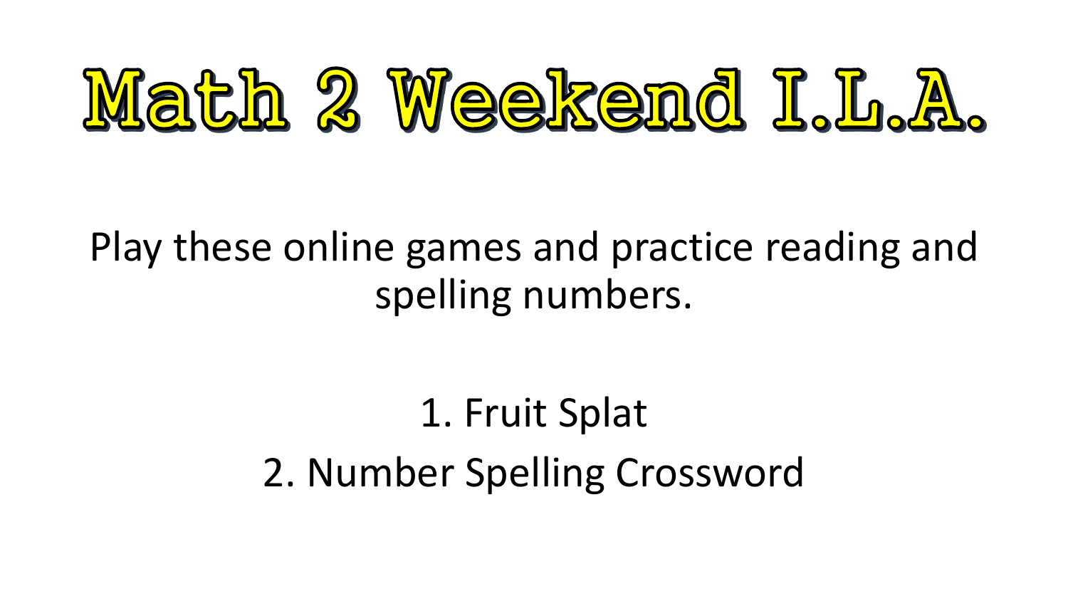# Math 2 Weekend I.L.A.

Play these online games and practice reading and spelling numbers.

1. Fruit Splat
2. Number Spelling Crossword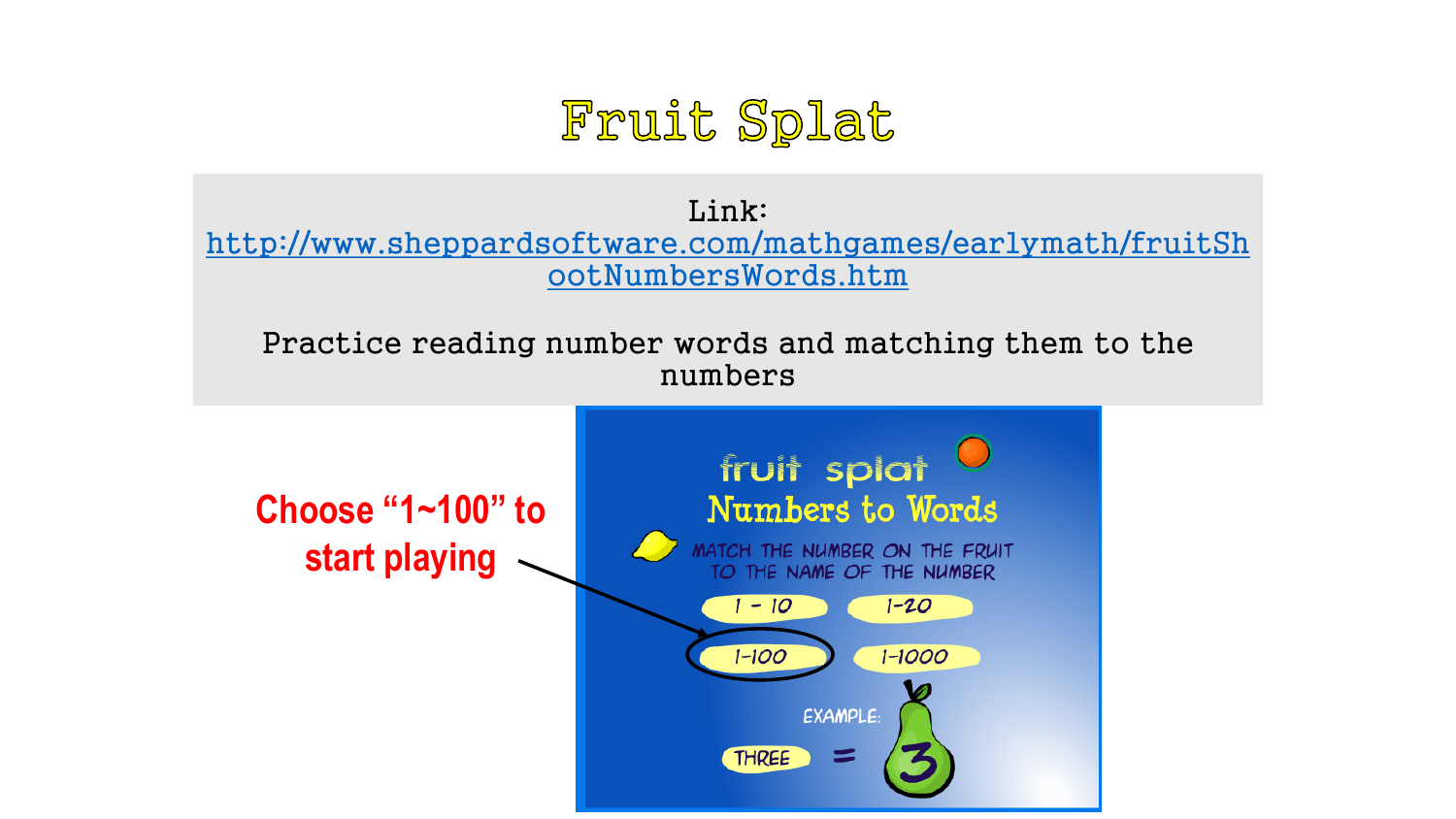# Fruit Splat

Link:
http://www.sheppardsoftware.com/mathgames/earlymath/fruitShootNumbersWords.htm

Practice reading number words and matching them to the numbers

**Choose "1~100" to start playing**

fruit splat

Numbers to Words

MATCH THE NUMBER ON THE FRUIT TO THE NAME OF THE NUMBER

1 - 10

1-20

1-100

1-1000

EXAMPLE:

THREE = 3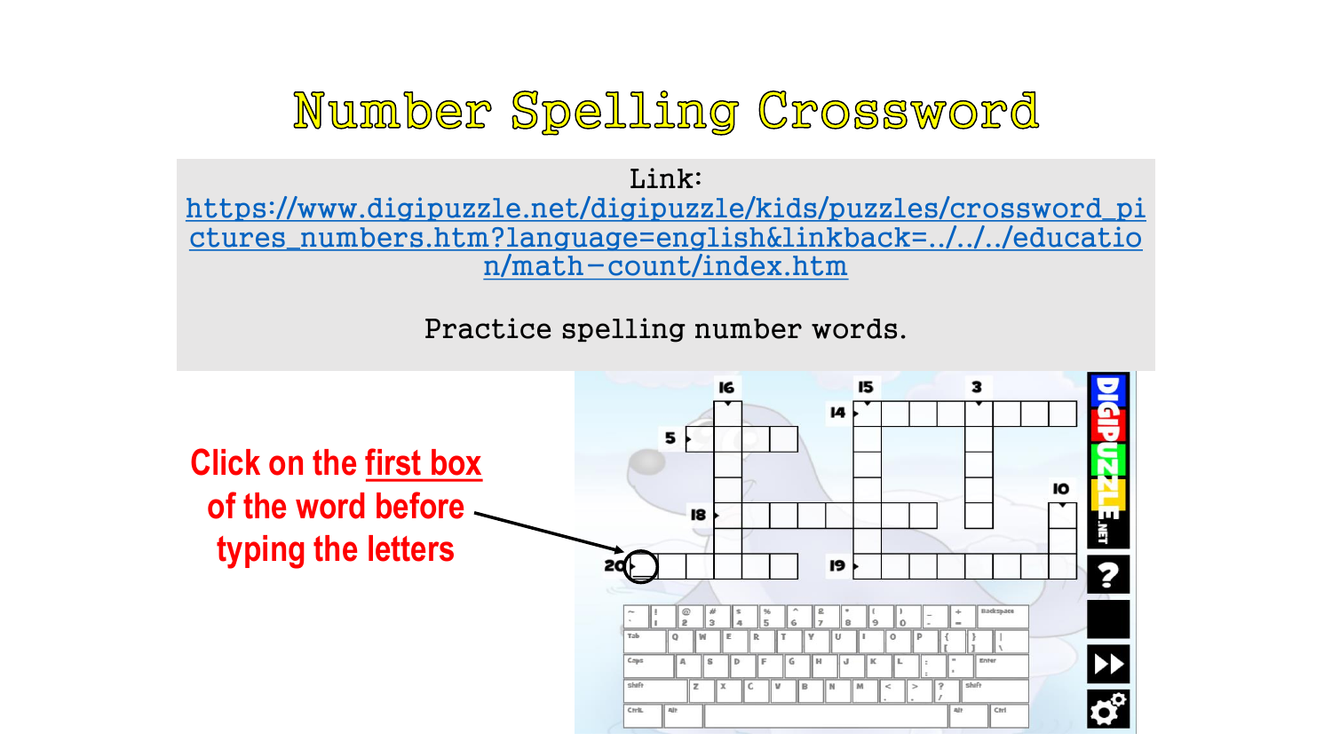# Number Spelling Crossword

Link:
https://www.digipuzzle.net/digipuzzle/kids/puzzles/crossword_pictures_numbers.htm?language=english&linkback=../../../education/math-count/index.htm

Practice spelling number words.

Click on the first box of the word before typing the letters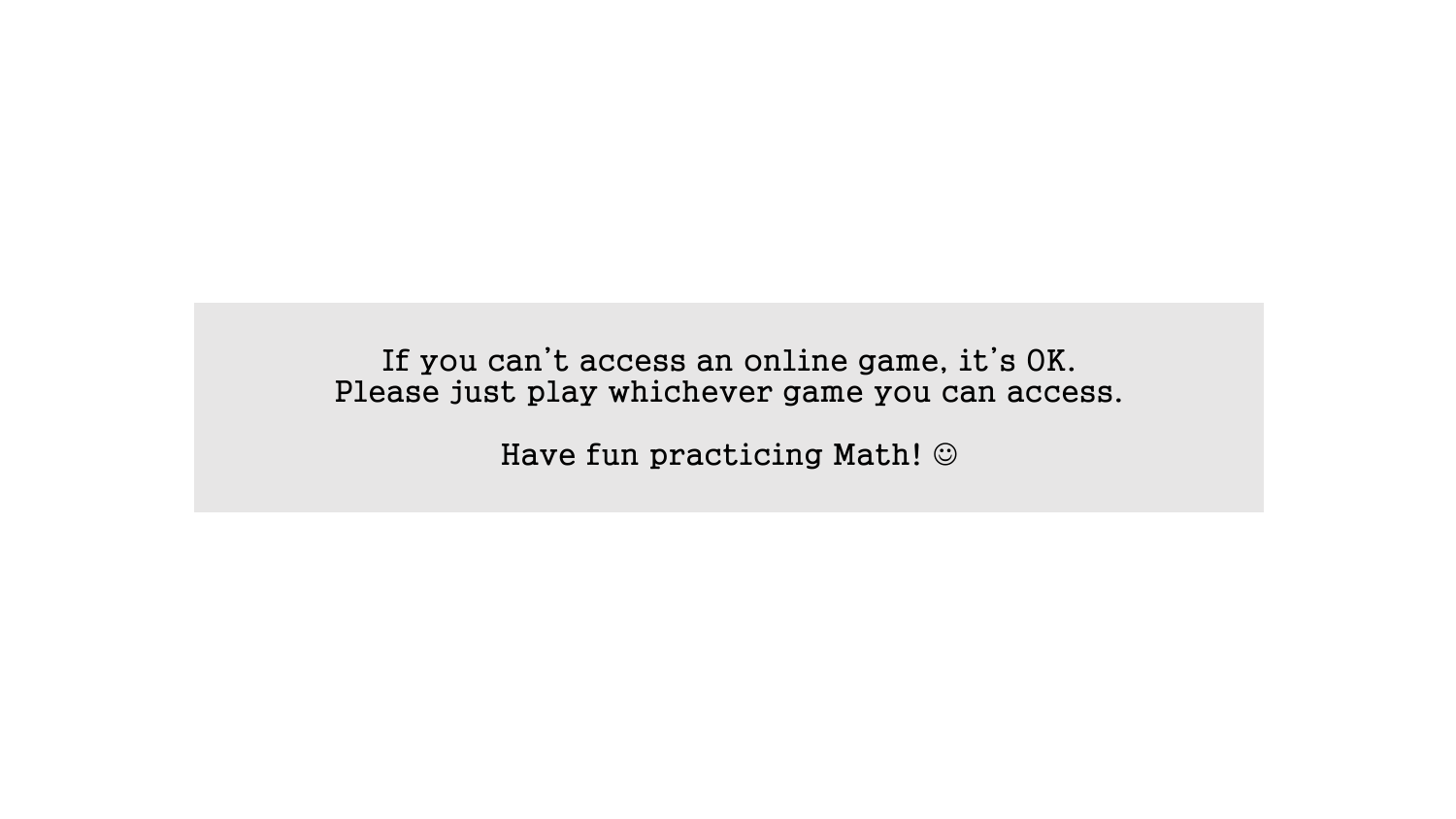If you can’t access an online game, it’s OK.
Please just play whichever game you can access.

Have fun practicing Math! ☺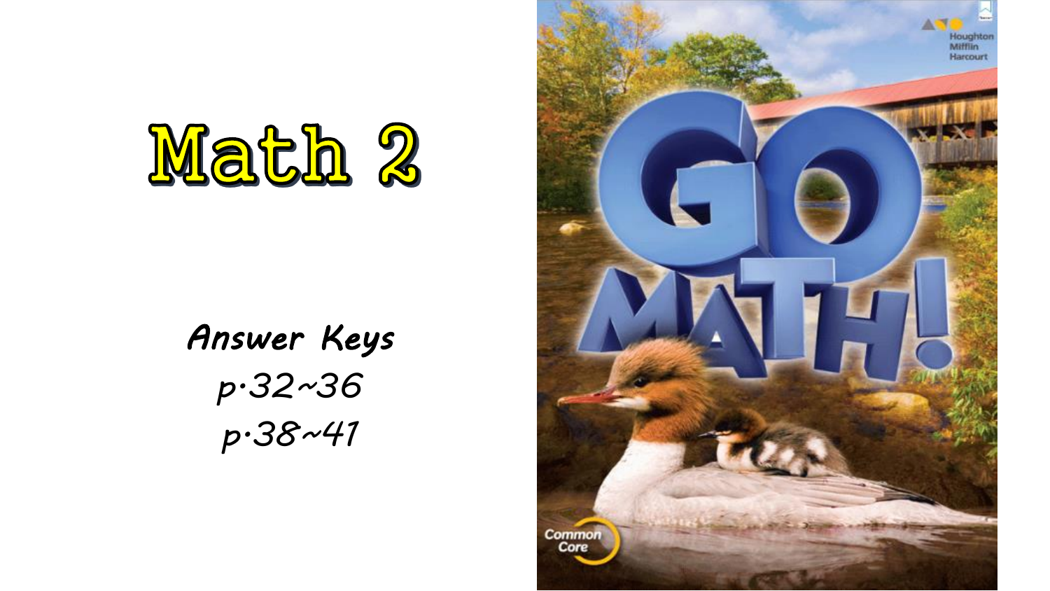# Math 2

*Answer Keys*

*p.32~36*

*p.38~41*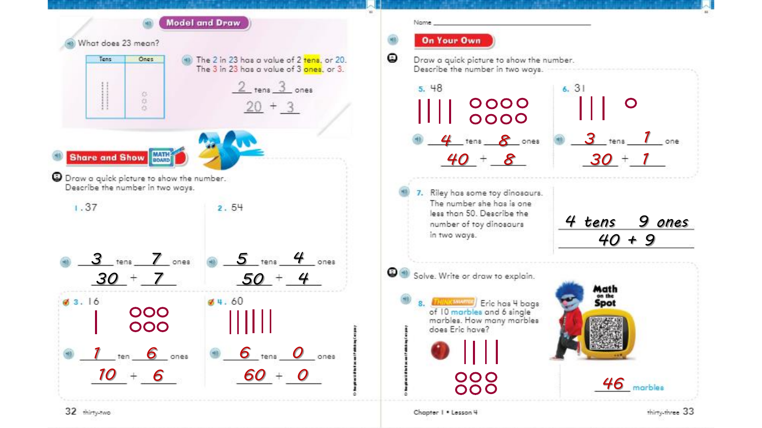## Model and Draw

What does 23 mean?

| Tens | Ones |
|---|---|
| | |

The 2 in 23 has a value of 2 tens, or 20.
The 3 in 23 has a value of 3 ones, or 3.

2 tens 3 ones

20 + 3

## Share and Show

Draw a quick picture to show the number.
Describe the number in two ways.

1. 37

3 tens 7 ones

30 + 7

2. 54

5 tens 4 ones

50 + 4

3. 16

1 ten 6 ones

10 + 6

4. 60

6 tens 0 ones

60 + 0

Name

## On Your Own

Draw a quick picture to show the number.
Describe the number in two ways.

5. 48

4 tens 8 ones

40 + 8

6. 31

3 tens 1 one

30 + 1

7. Riley has some toy dinosaurs. The number she has is one less than 50. Describe the number of toy dinosaurs in two ways.

4 tens 9 ones

40 + 9

Solve. Write or draw to explain.

8. THINK SMARTER Eric has 4 bags of 10 marbles and 6 single marbles. How many marbles does Eric have?

46 marbles

Math on the Spot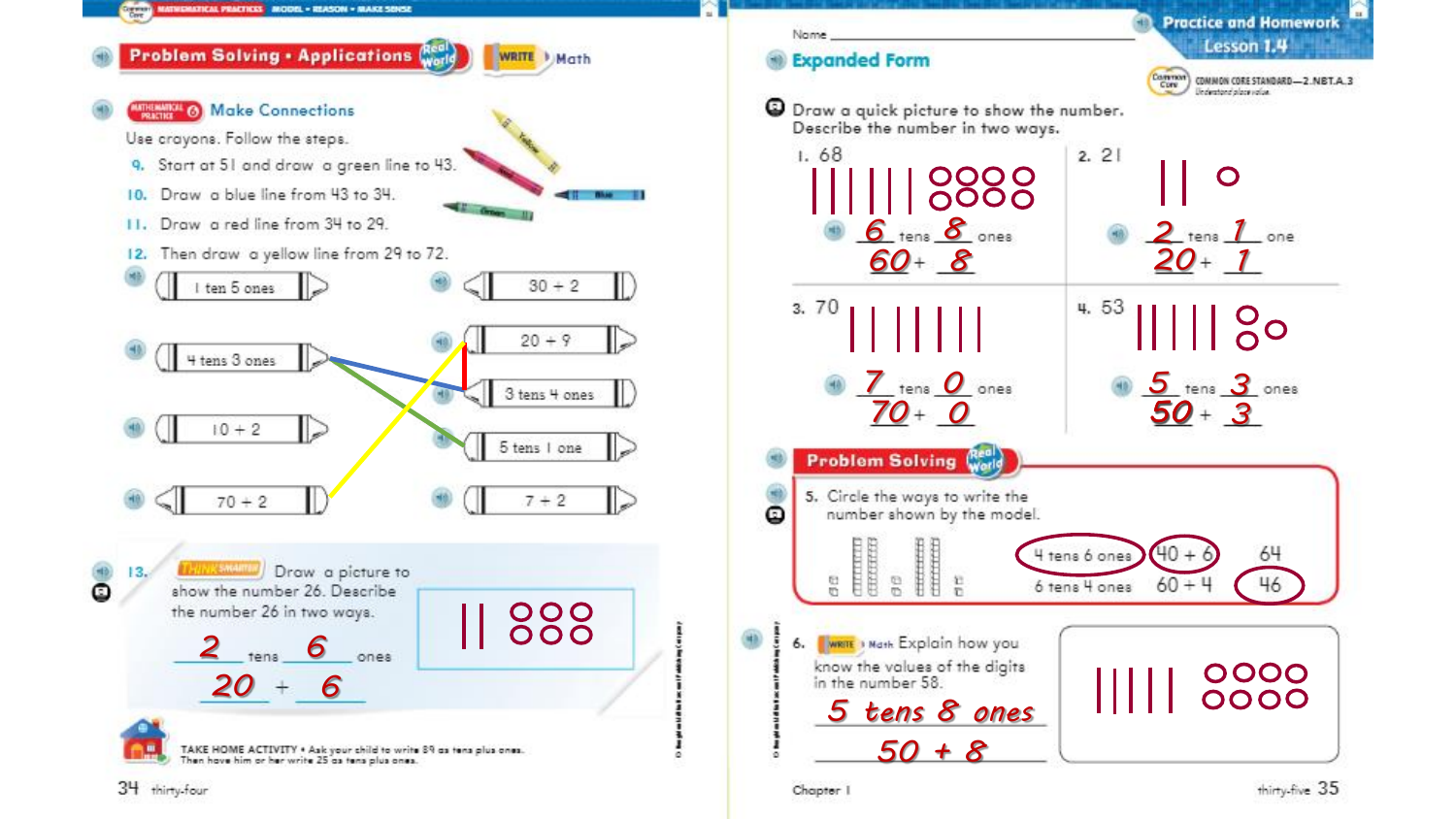## Problem Solving • Applications

WRITE Math

### MATHEMATICAL PRACTICE 6 Make Connections

Use crayons. Follow the steps.

9. Start at 51 and draw a green line to 43.
10. Draw a blue line from 43 to 34.
11. Draw a red line from 34 to 29.
12. Then draw a yellow line from 29 to 72.

1 ten 5 ones

30 + 2

4 tens 3 ones

20 + 9

3 tens 4 ones

10 + 2

5 tens 1 one

70 + 2

7 + 2

13. THINKSMARTER Draw a picture to show the number 26. Describe the number 26 in two ways.

2 tens 6 ones

20 + 6

TAKE HOME ACTIVITY • Ask your child to write 89 as tens plus ones. Then have him or her write 25 as tens plus ones.

Name

Practice and Homework Lesson 1.4

## Expanded Form

COMMON CORE STANDARD—2.NBT.A.3 Understand place value.

Draw a quick picture to show the number. Describe the number in two ways.

1. 68

6 tens 8 ones

60 + 8

2. 21

2 tens 1 one

20 + 1

3. 70

7 tens 0 ones

70 + 0

4. 53

5 tens 3 ones

50 + 3

### Problem Solving

5. Circle the ways to write the number shown by the model.

4 tens 6 ones 40 + 6 64

6 tens 4 ones 60 + 4 46

6. WRITE Math Explain how you know the values of the digits in the number 58.

5 tens 8 ones

50 + 8

Chapter 1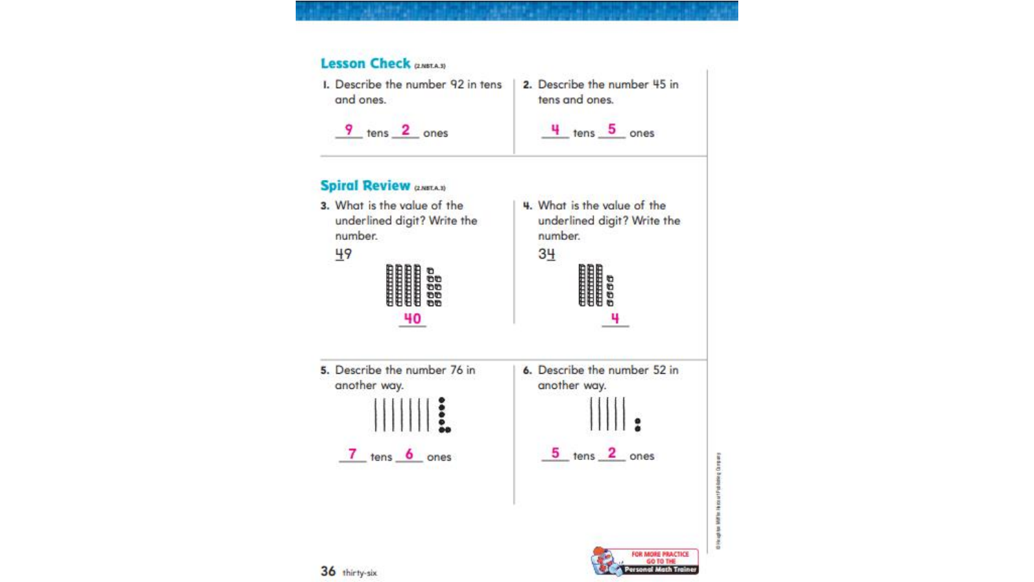## Lesson Check (2.NBT.A.3)

1. Describe the number 92 in tens and ones.

   9 tens 2 ones

2. Describe the number 45 in tens and ones.

   4 tens 5 ones

## Spiral Review (2.NBT.A.1)

3. What is the value of the underlined digit? Write the number.

   <u>4</u>9

   40

4. What is the value of the underlined digit? Write the number.

   3<u>4</u>

   4

5. Describe the number 76 in another way.

   7 tens 6 ones

6. Describe the number 52 in another way.

   5 tens 2 ones

FOR MORE PRACTICE GO TO THE Personal Math Trainer

© Houghton Mifflin Harcourt Publishing Company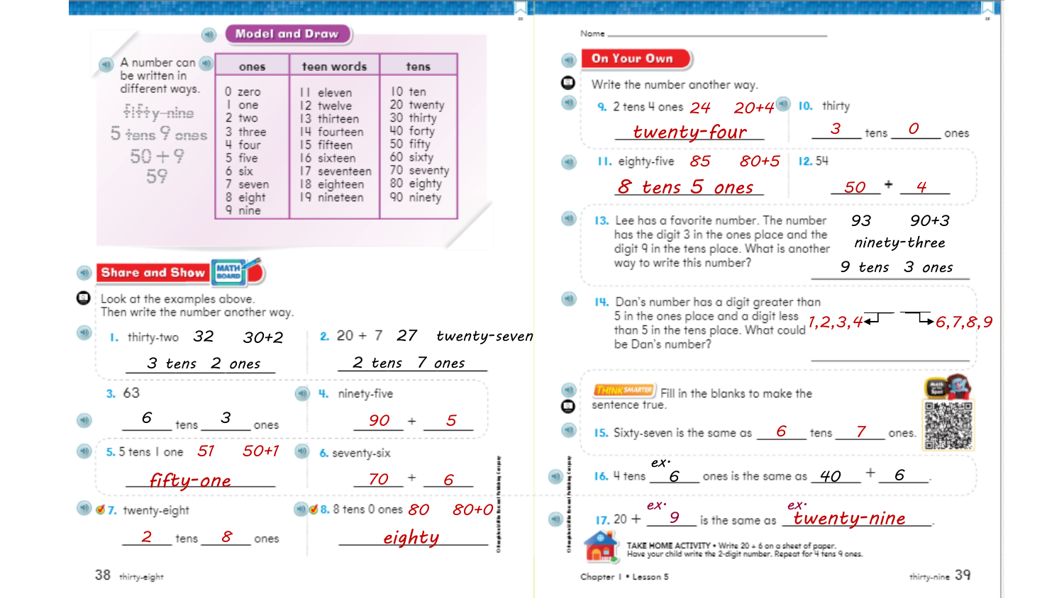## Model and Draw

A number can be written in different ways.

fifty-nine
5 tens 9 ones
50 + 9
59

| ones | teen words | tens |
|---|---|---|
| 0 zero | 11 eleven | 10 ten |
| 1 one | 12 twelve | 20 twenty |
| 2 two | 13 thirteen | 30 thirty |
| 3 three | 14 fourteen | 40 forty |
| 4 four | 15 fifteen | 50 fifty |
| 5 five | 16 sixteen | 60 sixty |
| 6 six | 17 seventeen | 70 seventy |
| 7 seven | 18 eighteen | 80 eighty |
| 8 eight | 19 nineteen | 90 ninety |
| 9 nine | | |

## Share and Show

Look at the examples above.
Then write the number another way.

1. thirty-two 32 30+2
 3 tens 2 ones

2. 20 + 7 27 twenty-seven
 2 tens 7 ones

3. 63
 6 tens 3 ones

4. ninety-five
 90 + 5

5. 5 tens 1 one 51 50+1
 fifty-one

6. seventy-six
 70 + 6

7. twenty-eight
 2 tens 8 ones

8. 8 tens 0 ones 80 80+0
 eighty

Name ______

## On Your Own

Write the number another way.

9. 2 tens 4 ones 24 20+4
 twenty-four

10. thirty
 3 tens 0 ones

11. eighty-five 85 80+5
 8 tens 5 ones

12. 54
 50 + 4

13. Lee has a favorite number. The number has the digit 3 in the ones place and the digit 9 in the tens place. What is another way to write this number?
 93 90+3
 ninety-three
 9 tens 3 ones

14. Dan's number has a digit greater than 5 in the ones place and a digit less than 5 in the tens place. What could be Dan's number?
 1,2,3,4 ← → 6,7,8,9

THINK SMARTER Fill in the blanks to make the sentence true.

15. Sixty-seven is the same as 6 tens 7 ones.

16. 4 tens ex. 6 ones is the same as 40 + 6.

17. 20 + ex. 9 is the same as ex. twenty-nine.

TAKE HOME ACTIVITY • Write 20 + 6 on a sheet of paper. Have your child write the 2-digit number. Repeat for 4 tens 9 ones.

Chapter 1 • Lesson 5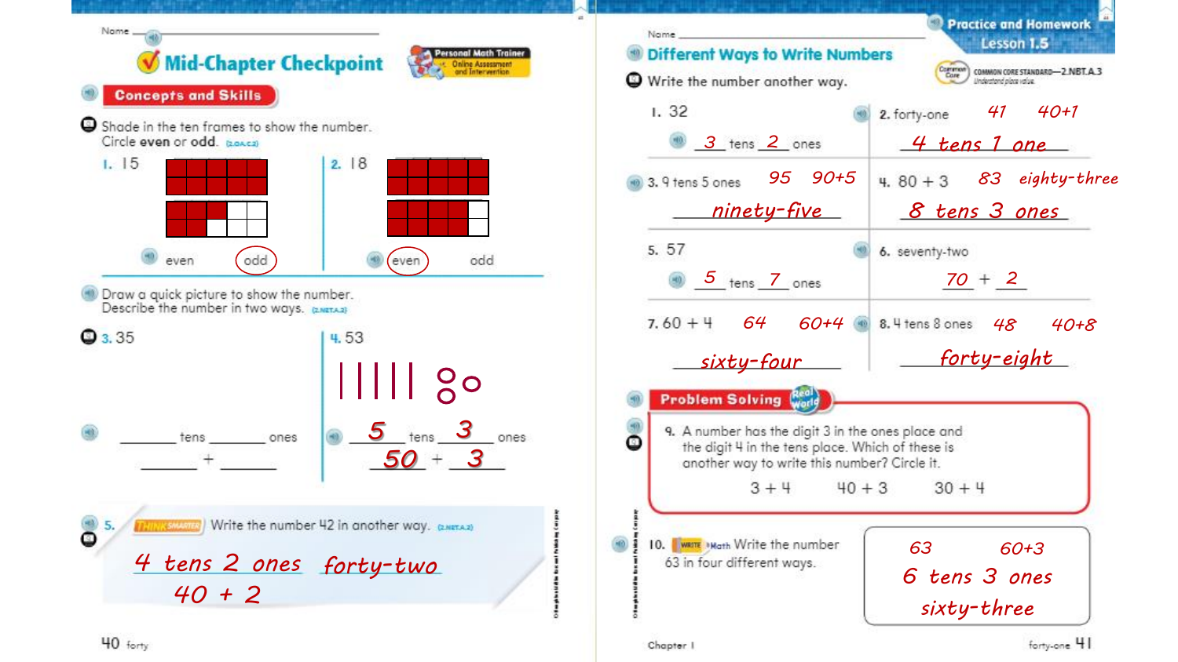Name

# Mid-Chapter Checkpoint

Personal Math Trainer — Online Assessment and Intervention

## Concepts and Skills

Shade in the ten frames to show the number. Circle **even** or **odd**. (2.OA.C.3)

1. 15

even (odd)

2. 18

(even) odd

Draw a quick picture to show the number. Describe the number in two ways. (2.NBT.A.3)

3. 35

_____ tens _____ ones

_____ + _____

4. 53

5 tens 3 ones

50 + 3

5. THINK SMARTER Write the number 42 in another way. (2.NBT.A.3)

4 tens 2 ones forty-two

40 + 2

Name

Practice and Homework Lesson 1.5

## Different Ways to Write Numbers

COMMON CORE STANDARD—2.NBT.A.3 Understand place value.

Write the number another way.

1. 32

3 tens 2 ones

2. forty-one 41 40+1

4 tens 1 one

3. 9 tens 5 ones 95 90+5

ninety-five

4. 80 + 3 83 eighty-three

8 tens 3 ones

5. 57

5 tens 7 ones

6. seventy-two

70 + 2

7. 60 + 4 64 60+4

sixty-four

8. 4 tens 8 ones 48 40+8

forty-eight

## Problem Solving (Real World)

9. A number has the digit 3 in the ones place and the digit 4 in the tens place. Which of these is another way to write this number? Circle it.

3 + 4 40 + 3 30 + 4

10. WRITE Math Write the number 63 in four different ways.

63 60+3

6 tens 3 ones

sixty-three